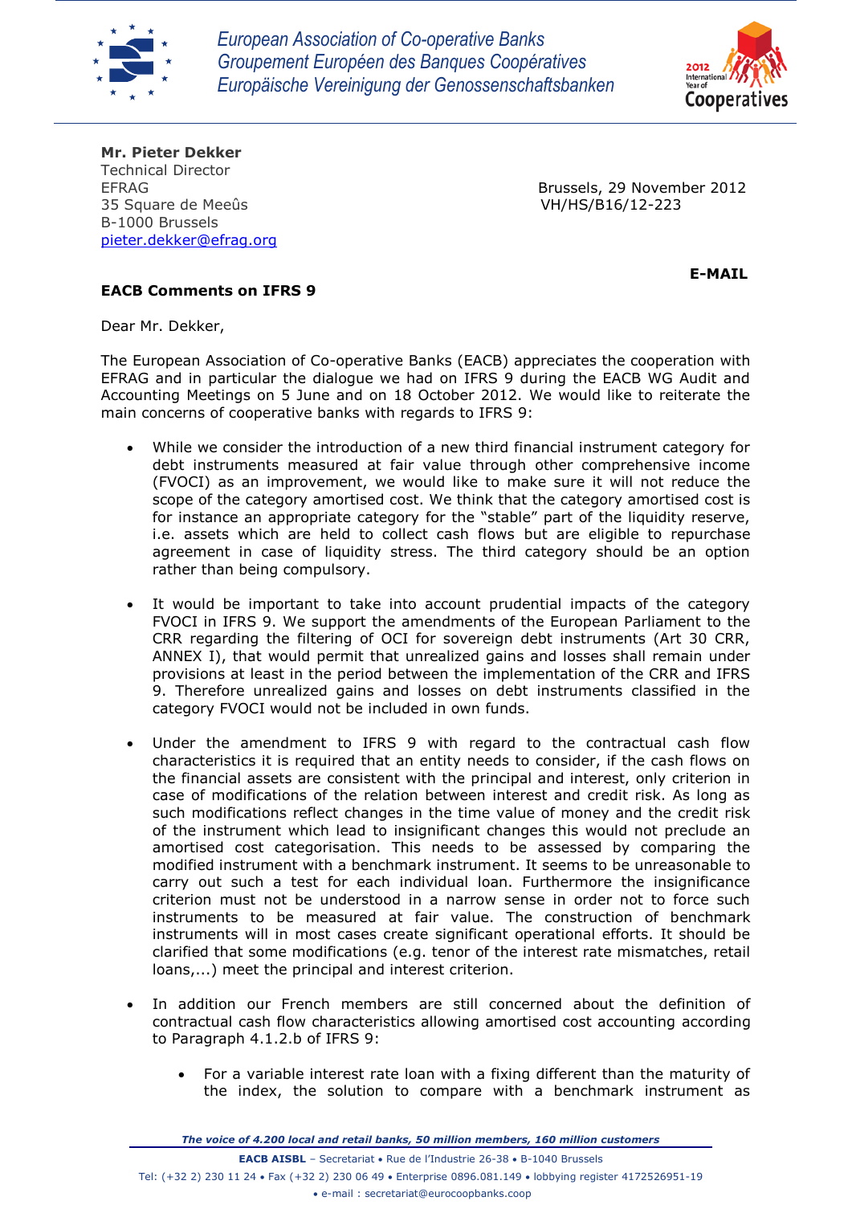European Association of Co-operative Banks
Groupement Européen des Banques Coopératives
Europäische Vereinigung der Genossenschaftsbanken

**Mr. Pieter Dekker**
Technical Director
EFRAG
35 Square de Meeûs
B-1000 Brussels
pieter.dekker@efrag.org

Brussels, 29 November 2012
VH/HS/B16/12-223

**E-MAIL**

**EACB Comments on IFRS 9**

Dear Mr. Dekker,

The European Association of Co-operative Banks (EACB) appreciates the cooperation with EFRAG and in particular the dialogue we had on IFRS 9 during the EACB WG Audit and Accounting Meetings on 5 June and on 18 October 2012. We would like to reiterate the main concerns of cooperative banks with regards to IFRS 9:

- While we consider the introduction of a new third financial instrument category for debt instruments measured at fair value through other comprehensive income (FVOCI) as an improvement, we would like to make sure it will not reduce the scope of the category amortised cost. We think that the category amortised cost is for instance an appropriate category for the "stable" part of the liquidity reserve, i.e. assets which are held to collect cash flows but are eligible to repurchase agreement in case of liquidity stress. The third category should be an option rather than being compulsory.

- It would be important to take into account prudential impacts of the category FVOCI in IFRS 9. We support the amendments of the European Parliament to the CRR regarding the filtering of OCI for sovereign debt instruments (Art 30 CRR, ANNEX I), that would permit that unrealized gains and losses shall remain under provisions at least in the period between the implementation of the CRR and IFRS 9. Therefore unrealized gains and losses on debt instruments classified in the category FVOCI would not be included in own funds.

- Under the amendment to IFRS 9 with regard to the contractual cash flow characteristics it is required that an entity needs to consider, if the cash flows on the financial assets are consistent with the principal and interest, only criterion in case of modifications of the relation between interest and credit risk. As long as such modifications reflect changes in the time value of money and the credit risk of the instrument which lead to insignificant changes this would not preclude an amortised cost categorisation. This needs to be assessed by comparing the modified instrument with a benchmark instrument. It seems to be unreasonable to carry out such a test for each individual loan. Furthermore the insignificance criterion must not be understood in a narrow sense in order not to force such instruments to be measured at fair value. The construction of benchmark instruments will in most cases create significant operational efforts. It should be clarified that some modifications (e.g. tenor of the interest rate mismatches, retail loans,...) meet the principal and interest criterion.

- In addition our French members are still concerned about the definition of contractual cash flow characteristics allowing amortised cost accounting according to Paragraph 4.1.2.b of IFRS 9:

  - For a variable interest rate loan with a fixing different than the maturity of the index, the solution to compare with a benchmark instrument as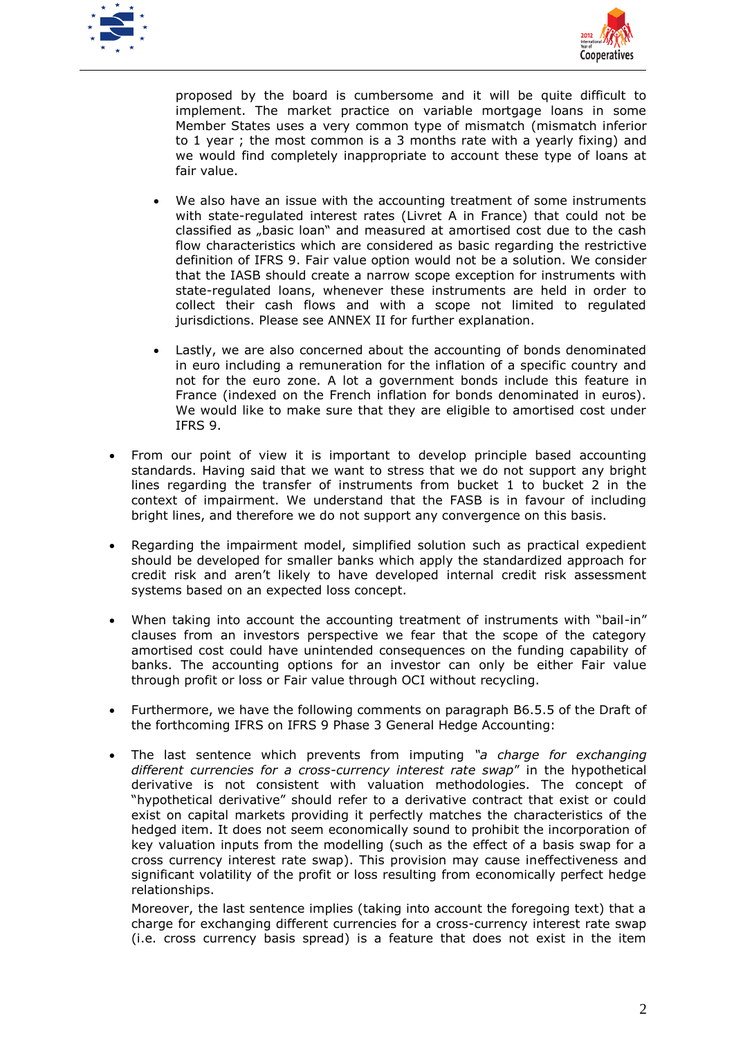proposed by the board is cumbersome and it will be quite difficult to implement. The market practice on variable mortgage loans in some Member States uses a very common type of mismatch (mismatch inferior to 1 year ; the most common is a 3 months rate with a yearly fixing) and we would find completely inappropriate to account these type of loans at fair value.

- We also have an issue with the accounting treatment of some instruments with state-regulated interest rates (Livret A in France) that could not be classified as „basic loan" and measured at amortised cost due to the cash flow characteristics which are considered as basic regarding the restrictive definition of IFRS 9. Fair value option would not be a solution. We consider that the IASB should create a narrow scope exception for instruments with state-regulated loans, whenever these instruments are held in order to collect their cash flows and with a scope not limited to regulated jurisdictions. Please see ANNEX II for further explanation.

- Lastly, we are also concerned about the accounting of bonds denominated in euro including a remuneration for the inflation of a specific country and not for the euro zone. A lot a government bonds include this feature in France (indexed on the French inflation for bonds denominated in euros). We would like to make sure that they are eligible to amortised cost under IFRS 9.

- From our point of view it is important to develop principle based accounting standards. Having said that we want to stress that we do not support any bright lines regarding the transfer of instruments from bucket 1 to bucket 2 in the context of impairment. We understand that the FASB is in favour of including bright lines, and therefore we do not support any convergence on this basis.

- Regarding the impairment model, simplified solution such as practical expedient should be developed for smaller banks which apply the standardized approach for credit risk and aren't likely to have developed internal credit risk assessment systems based on an expected loss concept.

- When taking into account the accounting treatment of instruments with "bail-in" clauses from an investors perspective we fear that the scope of the category amortised cost could have unintended consequences on the funding capability of banks. The accounting options for an investor can only be either Fair value through profit or loss or Fair value through OCI without recycling.

- Furthermore, we have the following comments on paragraph B6.5.5 of the Draft of the forthcoming IFRS on IFRS 9 Phase 3 General Hedge Accounting:

- The last sentence which prevents from imputing *"a charge for exchanging different currencies for a cross-currency interest rate swap"* in the hypothetical derivative is not consistent with valuation methodologies. The concept of "hypothetical derivative" should refer to a derivative contract that exist or could exist on capital markets providing it perfectly matches the characteristics of the hedged item. It does not seem economically sound to prohibit the incorporation of key valuation inputs from the modelling (such as the effect of a basis swap for a cross currency interest rate swap). This provision may cause ineffectiveness and significant volatility of the profit or loss resulting from economically perfect hedge relationships.

  Moreover, the last sentence implies (taking into account the foregoing text) that a charge for exchanging different currencies for a cross-currency interest rate swap (i.e. cross currency basis spread) is a feature that does not exist in the item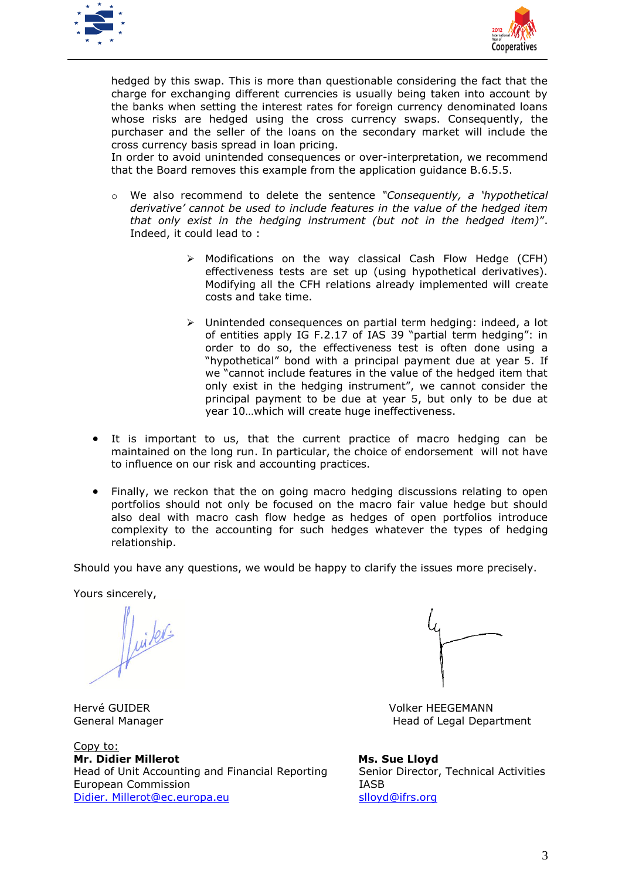hedged by this swap. This is more than questionable considering the fact that the charge for exchanging different currencies is usually being taken into account by the banks when setting the interest rates for foreign currency denominated loans whose risks are hedged using the cross currency swaps. Consequently, the purchaser and the seller of the loans on the secondary market will include the cross currency basis spread in loan pricing.
In order to avoid unintended consequences or over-interpretation, we recommend that the Board removes this example from the application guidance B.6.5.5.

- We also recommend to delete the sentence *"Consequently, a 'hypothetical derivative' cannot be used to include features in the value of the hedged item that only exist in the hedging instrument (but not in the hedged item)*". Indeed, it could lead to :

    - Modifications on the way classical Cash Flow Hedge (CFH) effectiveness tests are set up (using hypothetical derivatives). Modifying all the CFH relations already implemented will create costs and take time.

    - Unintended consequences on partial term hedging: indeed, a lot of entities apply IG F.2.17 of IAS 39 "partial term hedging": in order to do so, the effectiveness test is often done using a "hypothetical" bond with a principal payment due at year 5. If we "cannot include features in the value of the hedged item that only exist in the hedging instrument", we cannot consider the principal payment to be due at year 5, but only to be due at year 10…which will create huge ineffectiveness.

- It is important to us, that the current practice of macro hedging can be maintained on the long run. In particular, the choice of endorsement will not have to influence on our risk and accounting practices.

- Finally, we reckon that the on going macro hedging discussions relating to open portfolios should not only be focused on the macro fair value hedge but should also deal with macro cash flow hedge as hedges of open portfolios introduce complexity to the accounting for such hedges whatever the types of hedging relationship.

Should you have any questions, we would be happy to clarify the issues more precisely.

Yours sincerely,

Hervé GUIDER
General Manager

Volker HEEGEMANN
Head of Legal Department

Copy to:
**Mr. Didier Millerot**
Head of Unit Accounting and Financial Reporting
European Commission
Didier. Millerot@ec.europa.eu

**Ms. Sue Lloyd**
Senior Director, Technical Activities
IASB
slloyd@ifrs.org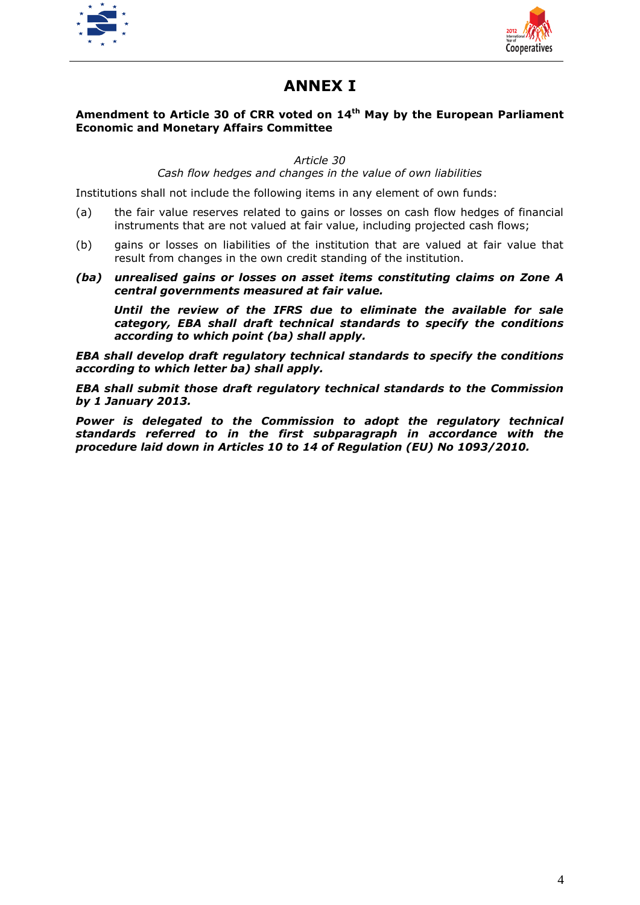# ANNEX I

**Amendment to Article 30 of CRR voted on 14th May by the European Parliament Economic and Monetary Affairs Committee**

*Article 30*

*Cash flow hedges and changes in the value of own liabilities*

Institutions shall not include the following items in any element of own funds:

(a) the fair value reserves related to gains or losses on cash flow hedges of financial instruments that are not valued at fair value, including projected cash flows;

(b) gains or losses on liabilities of the institution that are valued at fair value that result from changes in the own credit standing of the institution.

***(ba) unrealised gains or losses on asset items constituting claims on Zone A central governments measured at fair value.***

***Until the review of the IFRS due to eliminate the available for sale category, EBA shall draft technical standards to specify the conditions according to which point (ba) shall apply.***

***EBA shall develop draft regulatory technical standards to specify the conditions according to which letter ba) shall apply.***

***EBA shall submit those draft regulatory technical standards to the Commission by 1 January 2013.***

***Power is delegated to the Commission to adopt the regulatory technical standards referred to in the first subparagraph in accordance with the procedure laid down in Articles 10 to 14 of Regulation (EU) No 1093/2010.***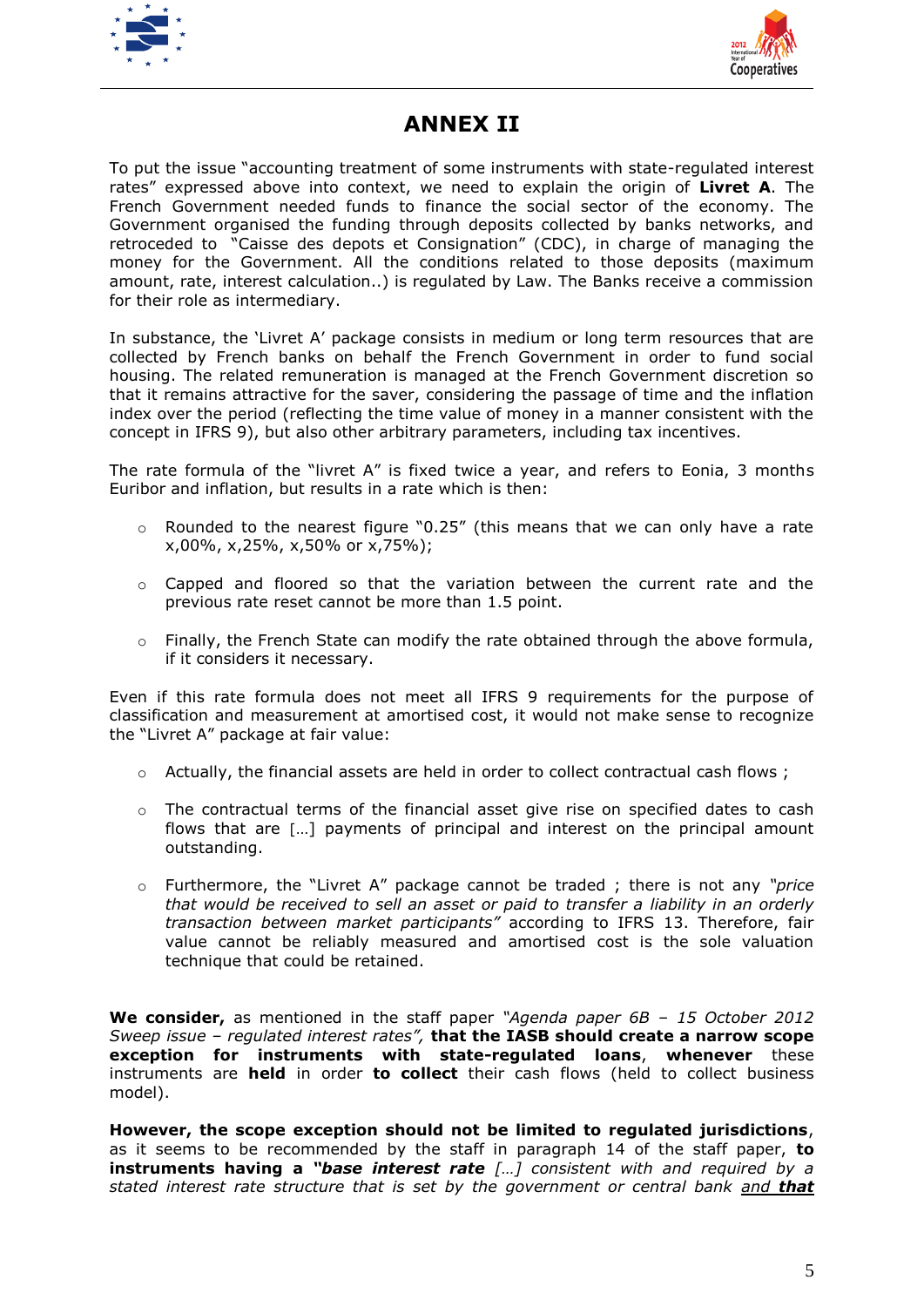# ANNEX II

To put the issue "accounting treatment of some instruments with state-regulated interest rates" expressed above into context, we need to explain the origin of **Livret A**. The French Government needed funds to finance the social sector of the economy. The Government organised the funding through deposits collected by banks networks, and retroceded to "Caisse des depots et Consignation" (CDC), in charge of managing the money for the Government. All the conditions related to those deposits (maximum amount, rate, interest calculation..) is regulated by Law. The Banks receive a commission for their role as intermediary.

In substance, the 'Livret A' package consists in medium or long term resources that are collected by French banks on behalf the French Government in order to fund social housing. The related remuneration is managed at the French Government discretion so that it remains attractive for the saver, considering the passage of time and the inflation index over the period (reflecting the time value of money in a manner consistent with the concept in IFRS 9), but also other arbitrary parameters, including tax incentives.

The rate formula of the "livret A" is fixed twice a year, and refers to Eonia, 3 months Euribor and inflation, but results in a rate which is then:

- Rounded to the nearest figure "0.25" (this means that we can only have a rate x,00%, x,25%, x,50% or x,75%);
- Capped and floored so that the variation between the current rate and the previous rate reset cannot be more than 1.5 point.
- Finally, the French State can modify the rate obtained through the above formula, if it considers it necessary.

Even if this rate formula does not meet all IFRS 9 requirements for the purpose of classification and measurement at amortised cost, it would not make sense to recognize the "Livret A" package at fair value:

- Actually, the financial assets are held in order to collect contractual cash flows ;
- The contractual terms of the financial asset give rise on specified dates to cash flows that are […] payments of principal and interest on the principal amount outstanding.
- Furthermore, the "Livret A" package cannot be traded ; there is not any *"price that would be received to sell an asset or paid to transfer a liability in an orderly transaction between market participants"* according to IFRS 13. Therefore, fair value cannot be reliably measured and amortised cost is the sole valuation technique that could be retained.

**We consider,** as mentioned in the staff paper *"Agenda paper 6B – 15 October 2012 Sweep issue – regulated interest rates"*, **that the IASB should create a narrow scope exception for instruments with state-regulated loans**, **whenever** these instruments are **held** in order **to collect** their cash flows (held to collect business model).

**However, the scope exception should not be limited to regulated jurisdictions**, as it seems to be recommended by the staff in paragraph 14 of the staff paper, **to instruments having a *"base interest rate*** *[…] consistent with and required by a stated interest rate structure that is set by the government or central bank* ***and that***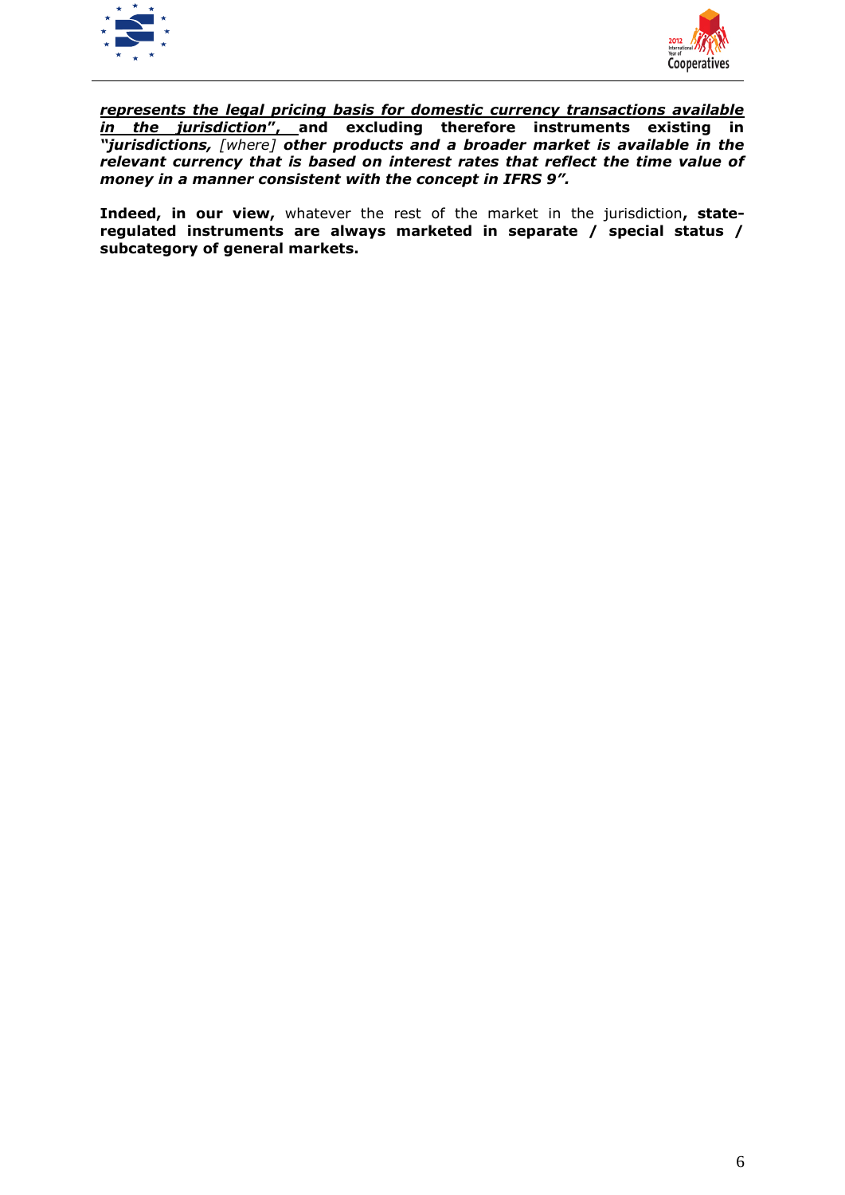***represents the legal pricing basis for domestic currency transactions available in the jurisdiction*", and excluding therefore instruments existing in *"jurisdictions,*** *[where]* ***other products and a broader market is available in the relevant currency that is based on interest rates that reflect the time value of money in a manner consistent with the concept in IFRS 9".***

**Indeed, in our view,** whatever the rest of the market in the jurisdiction**, state-regulated instruments are always marketed in separate / special status / subcategory of general markets.**